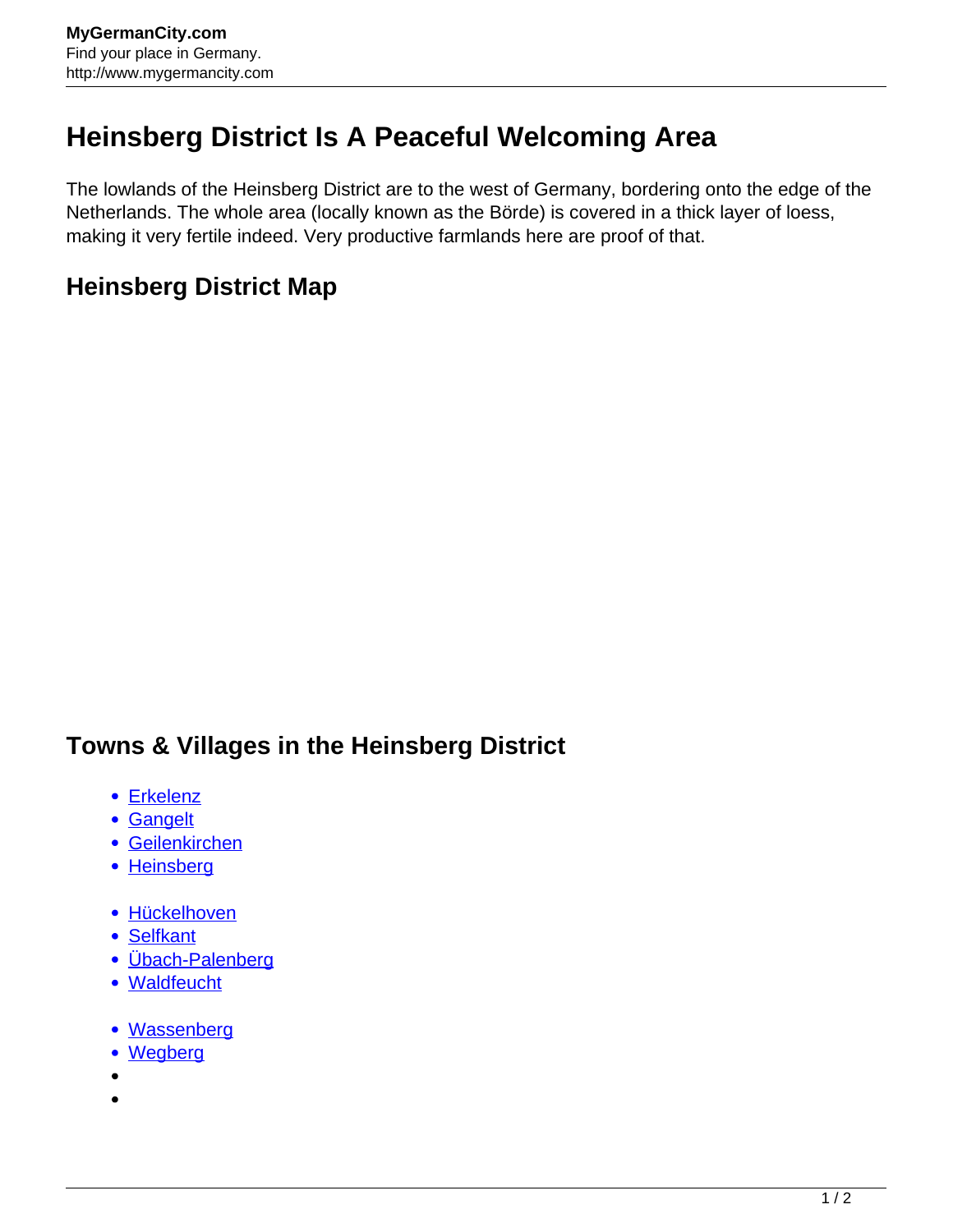# Heinsberg District Is A Peaceful Welcoming Area

The lowlands of the Heinsberg District are to the west of Germany, bordering onto the edge of the Netherlands. The whole area (locally known as the Börde) is covered in a thick layer of loess, making it very fertile indeed. Very productive farmlands here are proof of that.

## Heinsberg District Map

## Towns & Villages in the Heinsberg District

- Erkelenz
- Gangelt
- Geilenkirchen
- Heinsberg

- Hückelhoven
- Selfkant
- Übach-Palenberg
- Waldfeucht

- Wassenberg
- Wegberg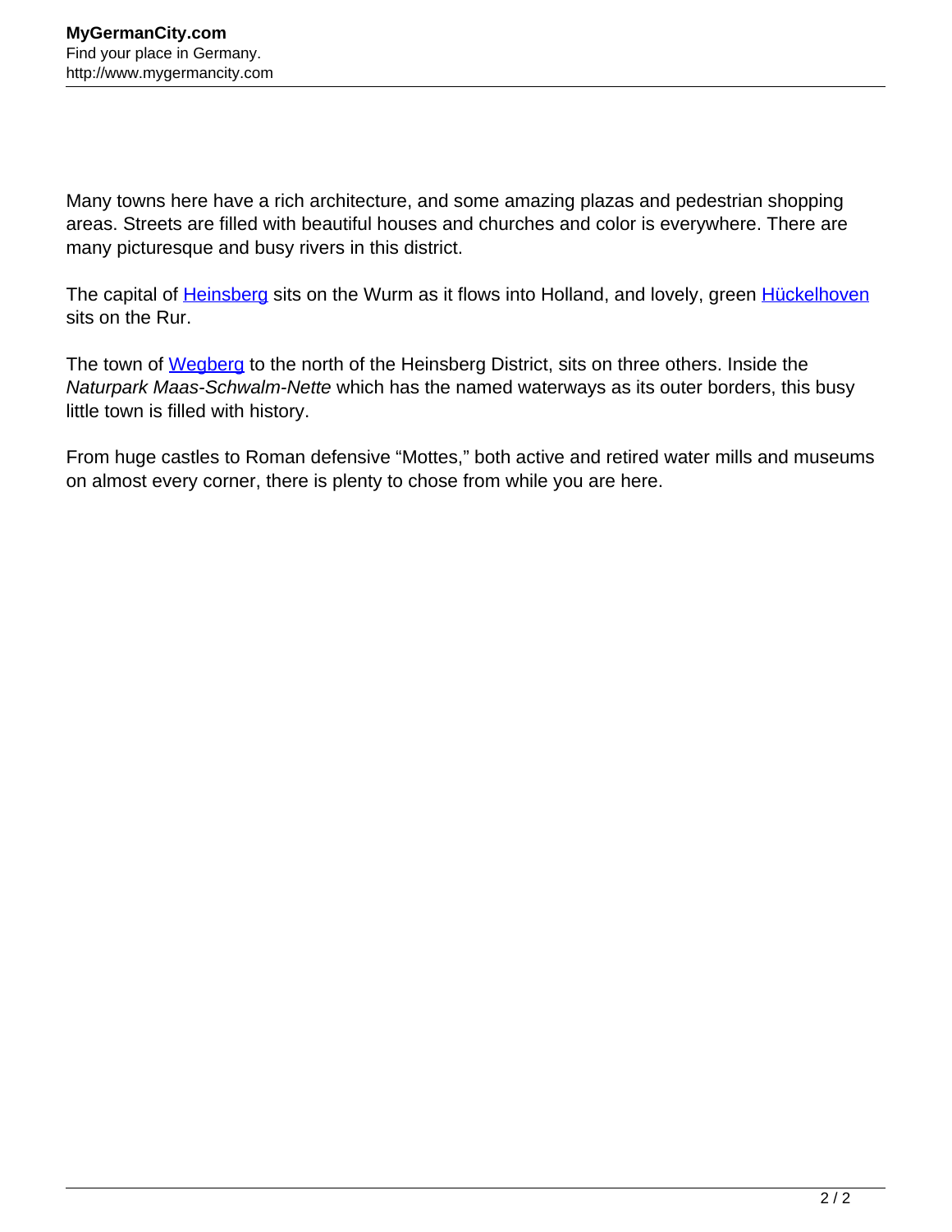Many towns here have a rich architecture, and some amazing plazas and pedestrian shopping areas. Streets are filled with beautiful houses and churches and color is everywhere. There are many picturesque and busy rivers in this district.

The capital of Heinsberg sits on the Wurm as it flows into Holland, and lovely, green Hückelhoven sits on the Rur.

The town of Wegberg to the north of the Heinsberg District, sits on three others. Inside the *Naturpark Maas-Schwalm-Nette* which has the named waterways as its outer borders, this busy little town is filled with history.

From huge castles to Roman defensive "Mottes," both active and retired water mills and museums on almost every corner, there is plenty to chose from while you are here.